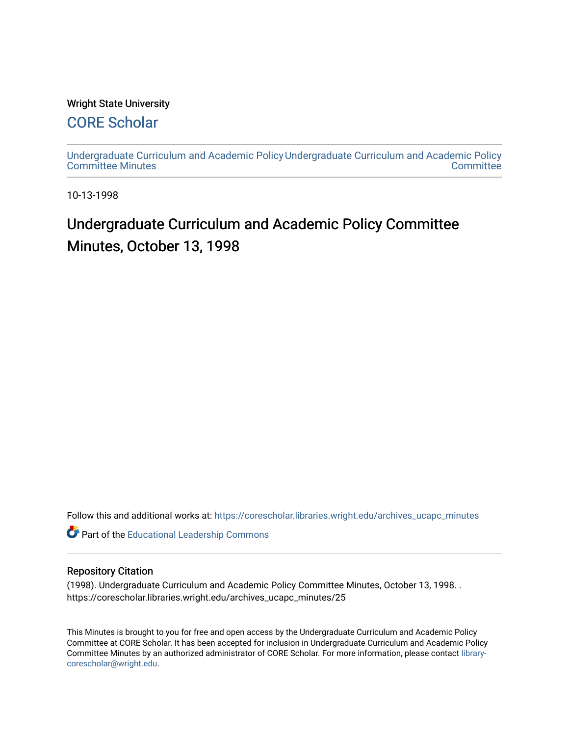Wright State University

# CORE Scholar

Undergraduate Curriculum and Academic Policy Committee Minutes

Undergraduate Curriculum and Academic Policy Committee

10-13-1998

# Undergraduate Curriculum and Academic Policy Committee Minutes, October 13, 1998

Follow this and additional works at: https://corescholar.libraries.wright.edu/archives_ucapc_minutes

Part of the Educational Leadership Commons

## Repository Citation

(1998). Undergraduate Curriculum and Academic Policy Committee Minutes, October 13, 1998. . https://corescholar.libraries.wright.edu/archives_ucapc_minutes/25

This Minutes is brought to you for free and open access by the Undergraduate Curriculum and Academic Policy Committee at CORE Scholar. It has been accepted for inclusion in Undergraduate Curriculum and Academic Policy Committee Minutes by an authorized administrator of CORE Scholar. For more information, please contact library-corescholar@wright.edu.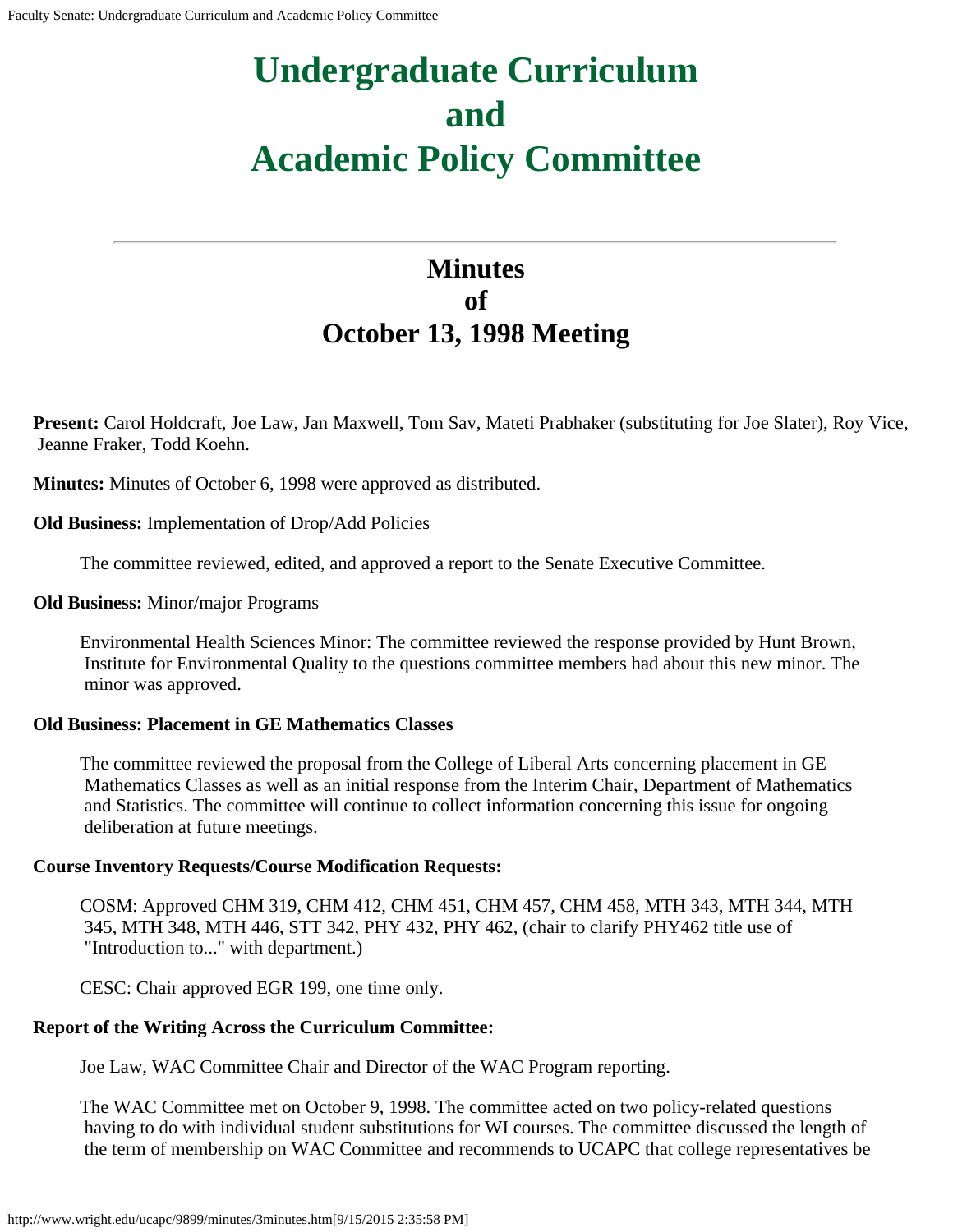# Undergraduate Curriculum and Academic Policy Committee

## Minutes of October 13, 1998 Meeting

**Present:** Carol Holdcraft, Joe Law, Jan Maxwell, Tom Sav, Mateti Prabhaker (substituting for Joe Slater), Roy Vice, Jeanne Fraker, Todd Koehn.

**Minutes:** Minutes of October 6, 1998 were approved as distributed.

**Old Business:** Implementation of Drop/Add Policies

The committee reviewed, edited, and approved a report to the Senate Executive Committee.

**Old Business:** Minor/major Programs

Environmental Health Sciences Minor: The committee reviewed the response provided by Hunt Brown, Institute for Environmental Quality to the questions committee members had about this new minor. The minor was approved.

**Old Business: Placement in GE Mathematics Classes**

The committee reviewed the proposal from the College of Liberal Arts concerning placement in GE Mathematics Classes as well as an initial response from the Interim Chair, Department of Mathematics and Statistics. The committee will continue to collect information concerning this issue for ongoing deliberation at future meetings.

**Course Inventory Requests/Course Modification Requests:**

COSM: Approved CHM 319, CHM 412, CHM 451, CHM 457, CHM 458, MTH 343, MTH 344, MTH 345, MTH 348, MTH 446, STT 342, PHY 432, PHY 462, (chair to clarify PHY462 title use of "Introduction to..." with department.)

CESC: Chair approved EGR 199, one time only.

**Report of the Writing Across the Curriculum Committee:**

Joe Law, WAC Committee Chair and Director of the WAC Program reporting.

The WAC Committee met on October 9, 1998. The committee acted on two policy-related questions having to do with individual student substitutions for WI courses. The committee discussed the length of the term of membership on WAC Committee and recommends to UCAPC that college representatives be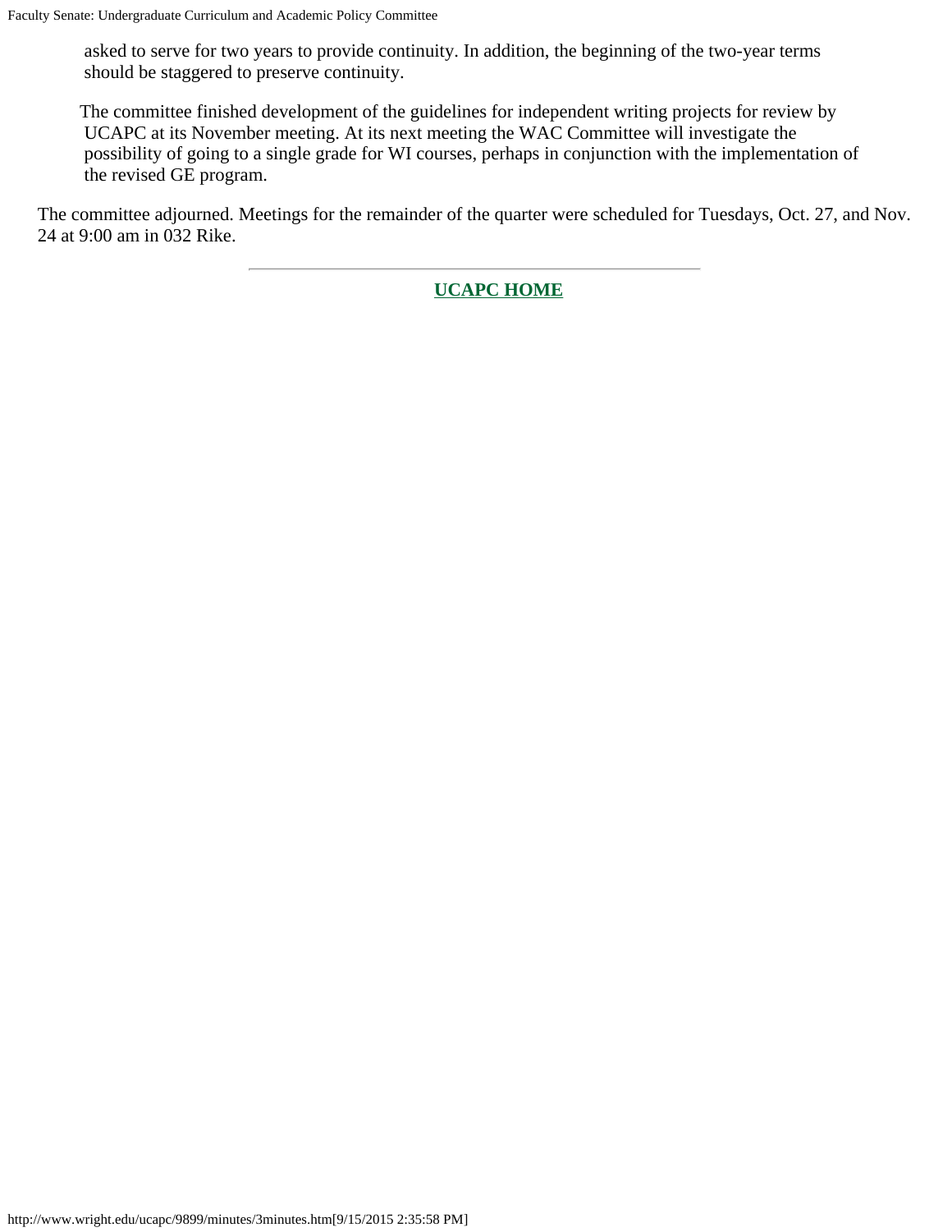asked to serve for two years to provide continuity. In addition, the beginning of the two-year terms should be staggered to preserve continuity.

The committee finished development of the guidelines for independent writing projects for review by UCAPC at its November meeting. At its next meeting the WAC Committee will investigate the possibility of going to a single grade for WI courses, perhaps in conjunction with the implementation of the revised GE program.

The committee adjourned. Meetings for the remainder of the quarter were scheduled for Tuesdays, Oct. 27, and Nov. 24 at 9:00 am in 032 Rike.

---

**UCAPC HOME**